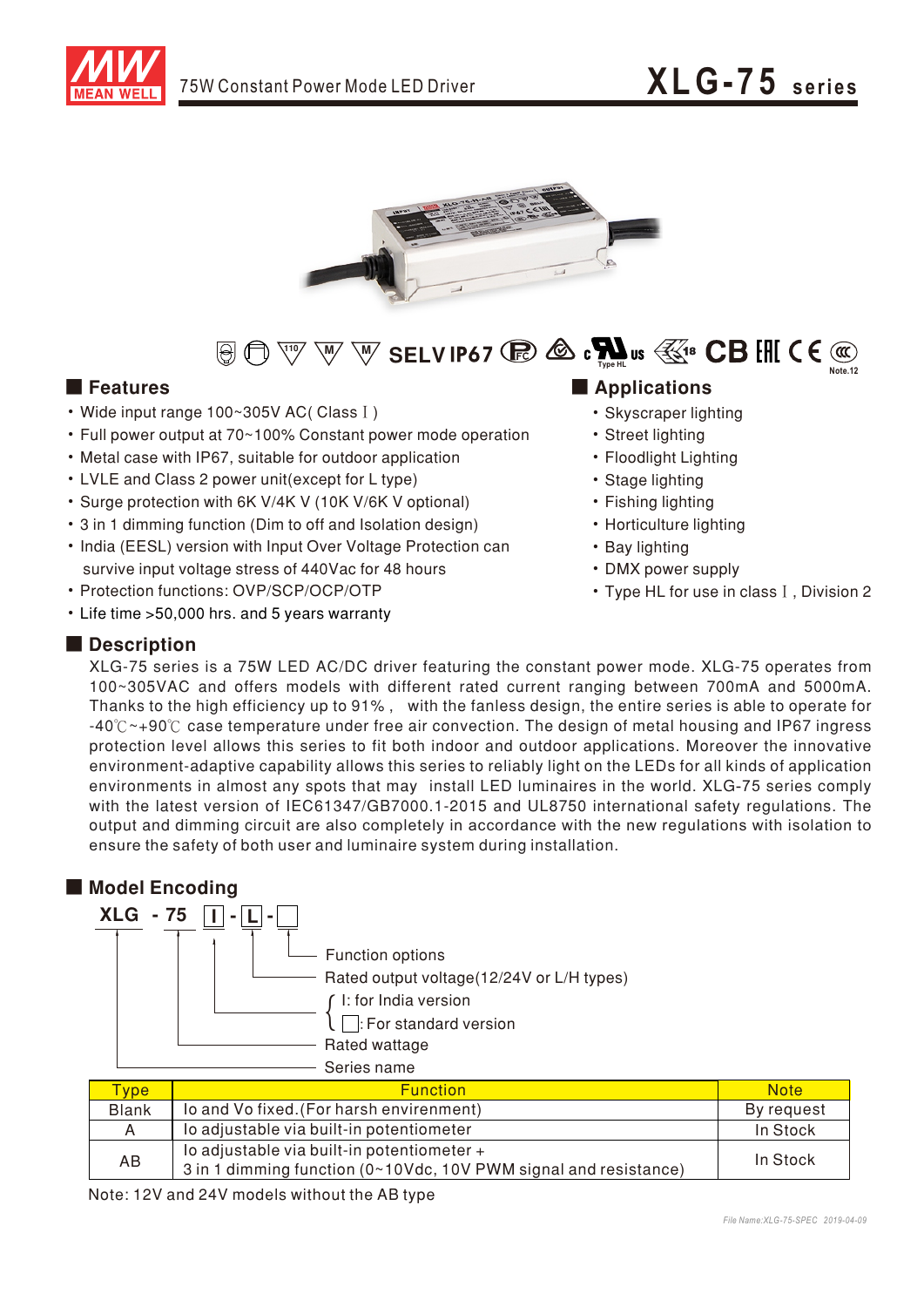# 75W Constant Power Mode LED Driver

# XLG-75 series

SELV IP67

## Features

- Wide input range 100~305V AC( Class Ⅰ )
- Full power output at 70~100% Constant power mode operation
- Metal case with IP67, suitable for outdoor application
- LVLE and Class 2 power unit(except for L type)
- Surge protection with 6K V/4K V (10K V/6K V optional)
- 3 in 1 dimming function (Dim to off and Isolation design)
- India (EESL) version with Input Over Voltage Protection can survive input voltage stress of 440Vac for 48 hours
- Protection functions: OVP/SCP/OCP/OTP
- Life time >50,000 hrs. and 5 years warranty

## Applications

- Skyscraper lighting
- Street lighting
- Floodlight Lighting
- Stage lighting
- Fishing lighting
- Horticulture lighting
- Bay lighting
- DMX power supply
- Type HL for use in class Ⅰ, Division 2

## Description

XLG-75 series is a 75W LED AC/DC driver featuring the constant power mode. XLG-75 operates from 100~305VAC and offers models with different rated current ranging between 700mA and 5000mA. Thanks to the high efficiency up to 91%, with the fanless design, the entire series is able to operate for -40℃~+90℃ case temperature under free air convection. The design of metal housing and IP67 ingress protection level allows this series to fit both indoor and outdoor applications. Moreover the innovative environment-adaptive capability allows this series to reliably light on the LEDs for all kinds of application environments in almost any spots that may install LED luminaires in the world. XLG-75 series comply with the latest version of IEC61347/GB7000.1-2015 and UL8750 international safety regulations. The output and dimming circuit are also completely in accordance with the new regulations with isolation to ensure the safety of both user and luminaire system during installation.

## Model Encoding

XLG - 75 [I] - [L] - [ ]

- Function options
- Rated output voltage(12/24V or L/H types)
- I: for India version / [ ]: For standard version
- Rated wattage
- Series name

| Type | Function | Note |
|---|---|---|
| Blank | Io and Vo fixed.(For harsh envirenment) | By request |
| A | Io adjustable via built-in potentiometer | In Stock |
| AB | Io adjustable via built-in potentiometer + 3 in 1 dimming function (0~10Vdc, 10V PWM signal and resistance) | In Stock |

Note: 12V and 24V models without the AB type

*File Name:XLG-75-SPEC 2019-04-09*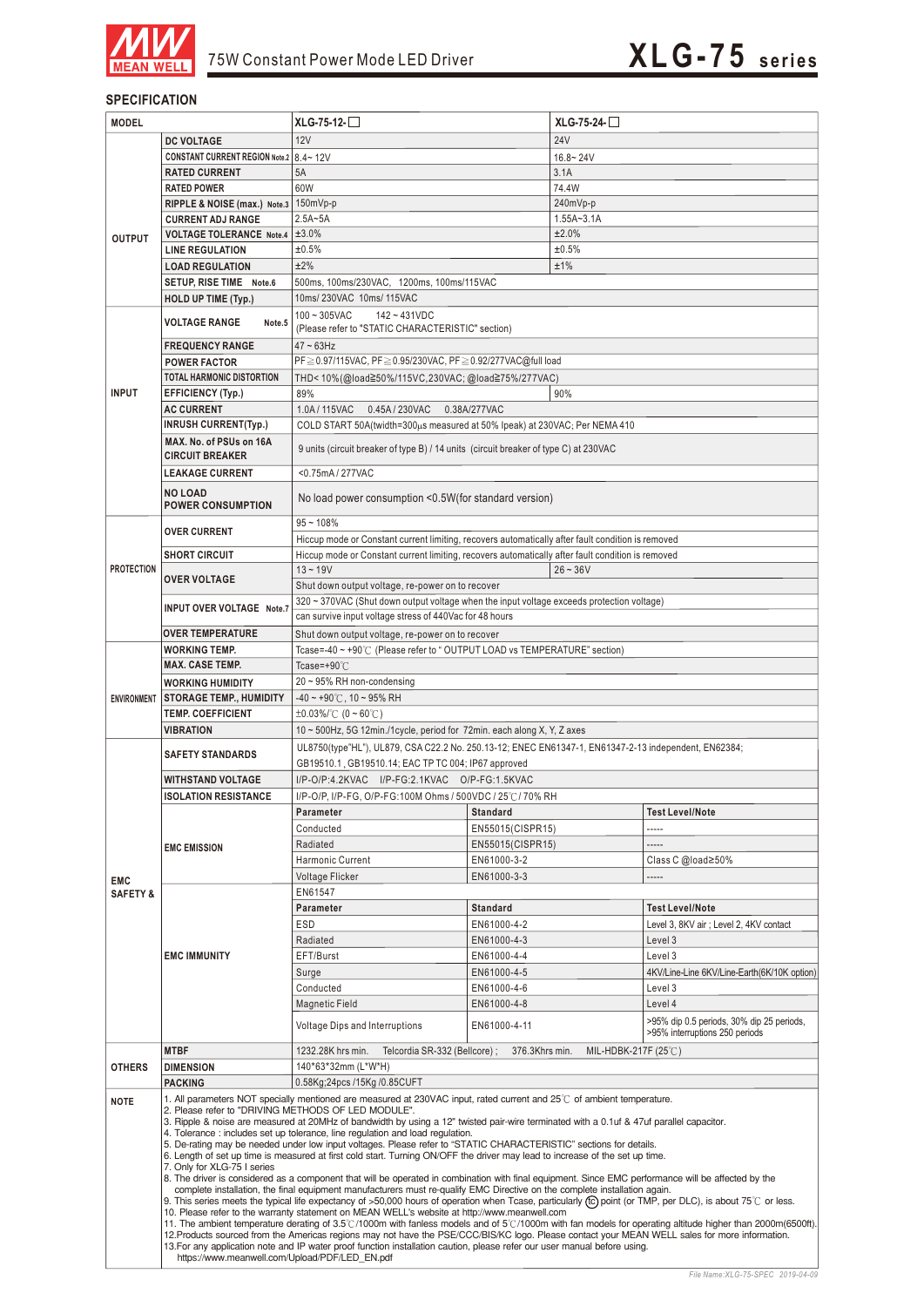# XLG-75 series

75W Constant Power Mode LED Driver

## SPECIFICATION

| MODEL | | XLG-75-12-☐ | XLG-75-24-☐ | |
|---|---|---|---|---|
| OUTPUT | DC VOLTAGE | 12V | 24V | |
| | CONSTANT CURRENT REGION Note.2 | 8.4~ 12V | 16.8~ 24V | |
| | RATED CURRENT | 5A | 3.1A | |
| | RATED POWER | 60W | 74.4W | |
| | RIPPLE & NOISE (max.) Note.3 | 150mVp-p | 240mVp-p | |
| | CURRENT ADJ RANGE | 2.5A~5A | 1.55A~3.1A | |
| | VOLTAGE TOLERANCE Note.4 | ±3.0% | ±2.0% | |
| | LINE REGULATION | ±0.5% | ±0.5% | |
| | LOAD REGULATION | ±2% | ±1% | |
| | SETUP, RISE TIME Note.6 | 500ms, 100ms/230VAC, 1200ms, 100ms/115VAC | | |
| | HOLD UP TIME (Typ.) | 10ms/ 230VAC 10ms/ 115VAC | | |
| INPUT | VOLTAGE RANGE Note.5 | 100 ~ 305VAC 142 ~ 431VDC (Please refer to "STATIC CHARACTERISTIC" section) | | |
| | FREQUENCY RANGE | 47 ~ 63Hz | | |
| | POWER FACTOR | PF≧0.97/115VAC, PF≧0.95/230VAC, PF≧0.92/277VAC@full load | | |
| | TOTAL HARMONIC DISTORTION | THD< 10%(@load≧50%/115VC,230VAC; @load≧75%/277VAC) | | |
| | EFFICIENCY (Typ.) | 89% | 90% | |
| | AC CURRENT | 1.0A / 115VAC 0.45A / 230VAC 0.38A/277VAC | | |
| | INRUSH CURRENT(Typ.) | COLD START 50A(twidth=300μs measured at 50% Ipeak) at 230VAC; Per NEMA 410 | | |
| | MAX. No. of PSUs on 16A CIRCUIT BREAKER | 9 units (circuit breaker of type B) / 14 units (circuit breaker of type C) at 230VAC | | |
| | LEAKAGE CURRENT | <0.75mA / 277VAC | | |
| | NO LOAD POWER CONSUMPTION | No load power consumption <0.5W(for standard version) | | |
| PROTECTION | OVER CURRENT | 95 ~ 108% | | |
| | | Hiccup mode or Constant current limiting, recovers automatically after fault condition is removed | | |
| | SHORT CIRCUIT | Hiccup mode or Constant current limiting, recovers automatically after fault condition is removed | | |
| | OVER VOLTAGE | 13 ~ 19V | 26 ~ 36V | |
| | | Shut down output voltage, re-power on to recover | | |
| | INPUT OVER VOLTAGE Note.7 | 320 ~ 370VAC (Shut down output voltage when the input voltage exceeds protection voltage) | | |
| | | can survive input voltage stress of 440Vac for 48 hours | | |
| | OVER TEMPERATURE | Shut down output voltage, re-power on to recover | | |
| ENVIRONMENT | WORKING TEMP. | Tcase=-40 ~ +90℃ (Please refer to " OUTPUT LOAD vs TEMPERATURE" section) | | |
| | MAX. CASE TEMP. | Tcase=+90℃ | | |
| | WORKING HUMIDITY | 20 ~ 95% RH non-condensing | | |
| | STORAGE TEMP., HUMIDITY | -40 ~ +90℃, 10 ~ 95% RH | | |
| | TEMP. COEFFICIENT | ±0.03%/℃ (0 ~ 60℃) | | |
| | VIBRATION | 10 ~ 500Hz, 5G 12min./1cycle, period for 72min. each along X, Y, Z axes | | |
| SAFETY & EMC | SAFETY STANDARDS | UL8750(type"HL"), UL879, CSA C22.2 No. 250.13-12; ENEC EN61347-1, EN61347-2-13 independent, EN62384; GB19510.1 , GB19510.14; EAC TP TC 004; IP67 approved | | |
| | WITHSTAND VOLTAGE | I/P-O/P:4.2KVAC I/P-FG:2.1KVAC O/P-FG:1.5KVAC | | |
| | ISOLATION RESISTANCE | I/P-O/P, I/P-FG, O/P-FG:100M Ohms / 500VDC / 25℃/ 70% RH | | |
| | EMC EMISSION | **Parameter** | **Standard** | **Test Level/Note** |
| | | Conducted | EN55015(CISPR15) | ----- |
| | | Radiated | EN55015(CISPR15) | ----- |
| | | Harmonic Current | EN61000-3-2 | Class C @load≥50% |
| | | Voltage Flicker | EN61000-3-3 | ----- |
| | EMC IMMUNITY | EN61547 | | |
| | | **Parameter** | **Standard** | **Test Level/Note** |
| | | ESD | EN61000-4-2 | Level 3, 8KV air ; Level 2, 4KV contact |
| | | Radiated | EN61000-4-3 | Level 3 |
| | | EFT/Burst | EN61000-4-4 | Level 3 |
| | | Surge | EN61000-4-5 | 4KV/Line-Line 6KV/Line-Earth(6K/10K option) |
| | | Conducted | EN61000-4-6 | Level 3 |
| | | Magnetic Field | EN61000-4-8 | Level 4 |
| | | Voltage Dips and Interruptions | EN61000-4-11 | >95% dip 0.5 periods, 30% dip 25 periods, >95% interruptions 250 periods |
| OTHERS | MTBF | 1232.28K hrs min. Telcordia SR-332 (Bellcore) ; 376.3Khrs min. MIL-HDBK-217F (25℃) | | |
| | DIMENSION | 140*63*32mm (L*W*H) | | |
| | PACKING | 0.58Kg;24pcs /15Kg /0.85CUFT | | |

**NOTE**

1. All parameters NOT specially mentioned are measured at 230VAC input, rated current and 25℃ of ambient temperature.
2. Please refer to "DRIVING METHODS OF LED MODULE".
3. Ripple & noise are measured at 20MHz of bandwidth by using a 12" twisted pair-wire terminated with a 0.1uf & 47uf parallel capacitor.
4. Tolerance : includes set up tolerance, line regulation and load regulation.
5. De-rating may be needed under low input voltages. Please refer to "STATIC CHARACTERISTIC" sections for details.
6. Length of set up time is measured at first cold start. Turning ON/OFF the driver may lead to increase of the set up time.
7. Only for XLG-75 I series
8. The driver is considered as a component that will be operated in combination with final equipment. Since EMC performance will be affected by the complete installation, the final equipment manufacturers must re-qualify EMC Directive on the complete installation again.
9. This series meets the typical life expectancy of >50,000 hours of operation when Tcase, particularly (tc) point (or TMP, per DLC), is about 75℃ or less.
10. Please refer to the warranty statement on MEAN WELL's website at http://www.meanwell.com
11. The ambient temperature derating of 3.5℃/1000m with fanless models and of 5℃/1000m with fan models for operating altitude higher than 2000m(6500ft).
12. Products sourced from the Americas regions may not have the PSE/CCC/BIS/KC logo. Please contact your MEAN WELL sales for more information.
13. For any application note and IP water proof function installation caution, please refer our user manual before using. https://www.meanwell.com/Upload/PDF/LED_EN.pdf

File Name:XLG-75-SPEC 2019-04-09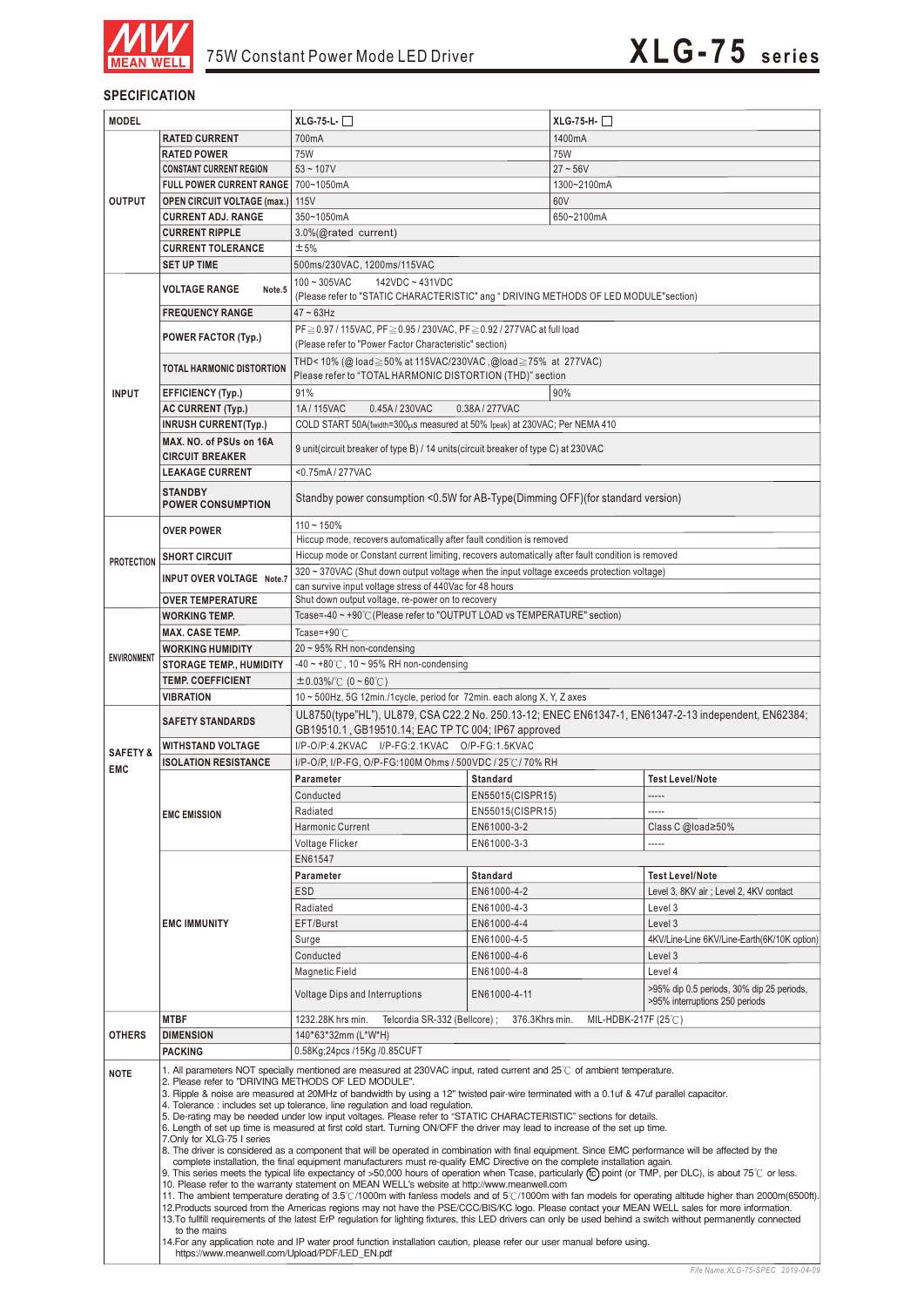# 75W Constant Power Mode LED Driver — XLG-75 series

## SPECIFICATION

| MODEL | | XLG-75-L-☐ | | XLG-75-H-☐ |
|---|---|---|---|---|
| OUTPUT | RATED CURRENT | 700mA | | 1400mA |
| | RATED POWER | 75W | | 75W |
| | CONSTANT CURRENT REGION | 53 ~ 107V | | 27 ~ 56V |
| | FULL POWER CURRENT RANGE | 700~1050mA | | 1300~2100mA |
| | OPEN CIRCUIT VOLTAGE (max.) | 115V | | 60V |
| | CURRENT ADJ. RANGE | 350~1050mA | | 650~2100mA |
| | CURRENT RIPPLE | 3.0%(@rated current) | | |
| | CURRENT TOLERANCE | ±5% | | |
| | SET UP TIME | 500ms/230VAC, 1200ms/115VAC | | |
| INPUT | VOLTAGE RANGE Note.5 | 100 ~ 305VAC 142VDC ~ 431VDC (Please refer to "STATIC CHARACTERISTIC" ang " DRIVING METHODS OF LED MODULE"section) | | |
| | FREQUENCY RANGE | 47 ~ 63Hz | | |
| | POWER FACTOR (Typ.) | PF≧0.97 / 115VAC, PF≧0.95 / 230VAC, PF≧0.92 / 277VAC at full load (Please refer to "Power Factor Characteristic" section) | | |
| | TOTAL HARMONIC DISTORTION | THD< 10% (@ load≧50% at 115VAC/230VAC ,@load≧75% at 277VAC) Please refer to "TOTAL HARMONIC DISTORTION (THD)" section | | |
| | EFFICIENCY (Typ.) | 91% | | 90% |
| | AC CURRENT (Typ.) | 1A / 115VAC 0.45A / 230VAC 0.38A / 277VAC | | |
| | INRUSH CURRENT(Typ.) | COLD START 50A(twidth=300μs measured at 50% Ipeak) at 230VAC; Per NEMA 410 | | |
| | MAX. NO. of PSUs on 16A CIRCUIT BREAKER | 9 unit(circuit breaker of type B) / 14 units(circuit breaker of type C) at 230VAC | | |
| | LEAKAGE CURRENT | <0.75mA / 277VAC | | |
| | STANDBY POWER CONSUMPTION | Standby power consumption <0.5W for AB-Type(Dimming OFF)(for standard version) | | |
| PROTECTION | OVER POWER | 110 ~ 150% Hiccup mode, recovers automatically after fault condition is removed | | |
| | SHORT CIRCUIT | Hiccup mode or Constant current limiting, recovers automatically after fault condition is removed | | |
| | INPUT OVER VOLTAGE Note.7 | 320 ~ 370VAC (Shut down output voltage when the input voltage exceeds protection voltage) can survive input voltage stress of 440Vac for 48 hours | | |
| | OVER TEMPERATURE | Shut down output voltage, re-power on to recovery | | |
| ENVIRONMENT | WORKING TEMP. | Tcase=-40 ~ +90℃ (Please refer to "OUTPUT LOAD vs TEMPERATURE" section) | | |
| | MAX. CASE TEMP. | Tcase=+90℃ | | |
| | WORKING HUMIDITY | 20 ~ 95% RH non-condensing | | |
| | STORAGE TEMP., HUMIDITY | -40 ~ +80℃, 10 ~ 95% RH non-condensing | | |
| | TEMP. COEFFICIENT | ±0.03%/℃ (0 ~ 60℃) | | |
| | VIBRATION | 10 ~ 500Hz, 5G 12min./1cycle, period for 72min. each along X, Y, Z axes | | |
| SAFETY & EMC | SAFETY STANDARDS | UL8750(type"HL"), UL879, CSA C22.2 No. 250.13-12; ENEC EN61347-1, EN61347-2-13 independent, EN62384; GB19510.1 , GB19510.14; EAC TP TC 004; IP67 approved | | |
| | WITHSTAND VOLTAGE | I/P-O/P:4.2KVAC I/P-FG:2.1KVAC O/P-FG:1.5KVAC | | |
| | ISOLATION RESISTANCE | I/P-O/P, I/P-FG, O/P-FG:100M Ohms / 500VDC / 25℃/ 70% RH | | |
| | EMC EMISSION | **Parameter** | **Standard** | **Test Level/Note** |
| | | Conducted | EN55015(CISPR15) | ----- |
| | | Radiated | EN55015(CISPR15) | ----- |
| | | Harmonic Current | EN61000-3-2 | Class C @load≥50% |
| | | Voltage Flicker | EN61000-3-3 | ----- |
| | EMC IMMUNITY | EN61547 | | |
| | | **Parameter** | **Standard** | **Test Level/Note** |
| | | ESD | EN61000-4-2 | Level 3, 8KV air ; Level 2, 4KV contact |
| | | Radiated | EN61000-4-3 | Level 3 |
| | | EFT/Burst | EN61000-4-4 | Level 3 |
| | | Surge | EN61000-4-5 | 4KV/Line-Line 6KV/Line-Earth(6K/10K option) |
| | | Conducted | EN61000-4-6 | Level 3 |
| | | Magnetic Field | EN61000-4-8 | Level 4 |
| | | Voltage Dips and Interruptions | EN61000-4-11 | >95% dip 0.5 periods, 30% dip 25 periods, >95% interruptions 250 periods |
| OTHERS | MTBF | 1232.28K hrs min. Telcordia SR-332 (Bellcore) ; 376.3Khrs min. MIL-HDBK-217F (25℃) | | |
| | DIMENSION | 140*63*32mm (L*W*H) | | |
| | PACKING | 0.58Kg;24pcs /15Kg /0.85CUFT | | |

**NOTE**

1. All parameters NOT specially mentioned are measured at 230VAC input, rated current and 25℃ of ambient temperature.
2. Please refer to "DRIVING METHODS OF LED MODULE".
3. Ripple & noise are measured at 20MHz of bandwidth by using a 12" twisted pair-wire terminated with a 0.1uf & 47uf parallel capacitor.
4. Tolerance : includes set up tolerance, line regulation and load regulation.
5. De-rating may be needed under low input voltages. Please refer to "STATIC CHARACTERISTIC" sections for details.
6. Length of set up time is measured at first cold start. Turning ON/OFF the driver may lead to increase of the set up time.
7. Only for XLG-75 I series
8. The driver is considered as a component that will be operated in combination with final equipment. Since EMC performance will be affected by the complete installation, the final equipment manufacturers must re-qualify EMC Directive on the complete installation again.
9. This series meets the typical life expectancy of >50,000 hours of operation when Tcase, particularly (tc) point (or TMP, per DLC), is about 75℃ or less.
10. Please refer to the warranty statement on MEAN WELL's website at http://www.meanwell.com
11. The ambient temperature derating of 3.5℃/1000m with fanless models and of 5℃/1000m with fan models for operating altitude higher than 2000m(6500ft).
12. Products sourced from the Americas regions may not have the PSE/CCC/BIS/KC logo. Please contact your MEAN WELL sales for more information.
13. To fullfill requirements of the latest ErP regulation for lighting fixtures, this LED drivers can only be used behind a switch without permanently connected to the mains
14. For any application note and IP water proof function installation caution, please refer our user manual before using. https://www.meanwell.com/Upload/PDF/LED_EN.pdf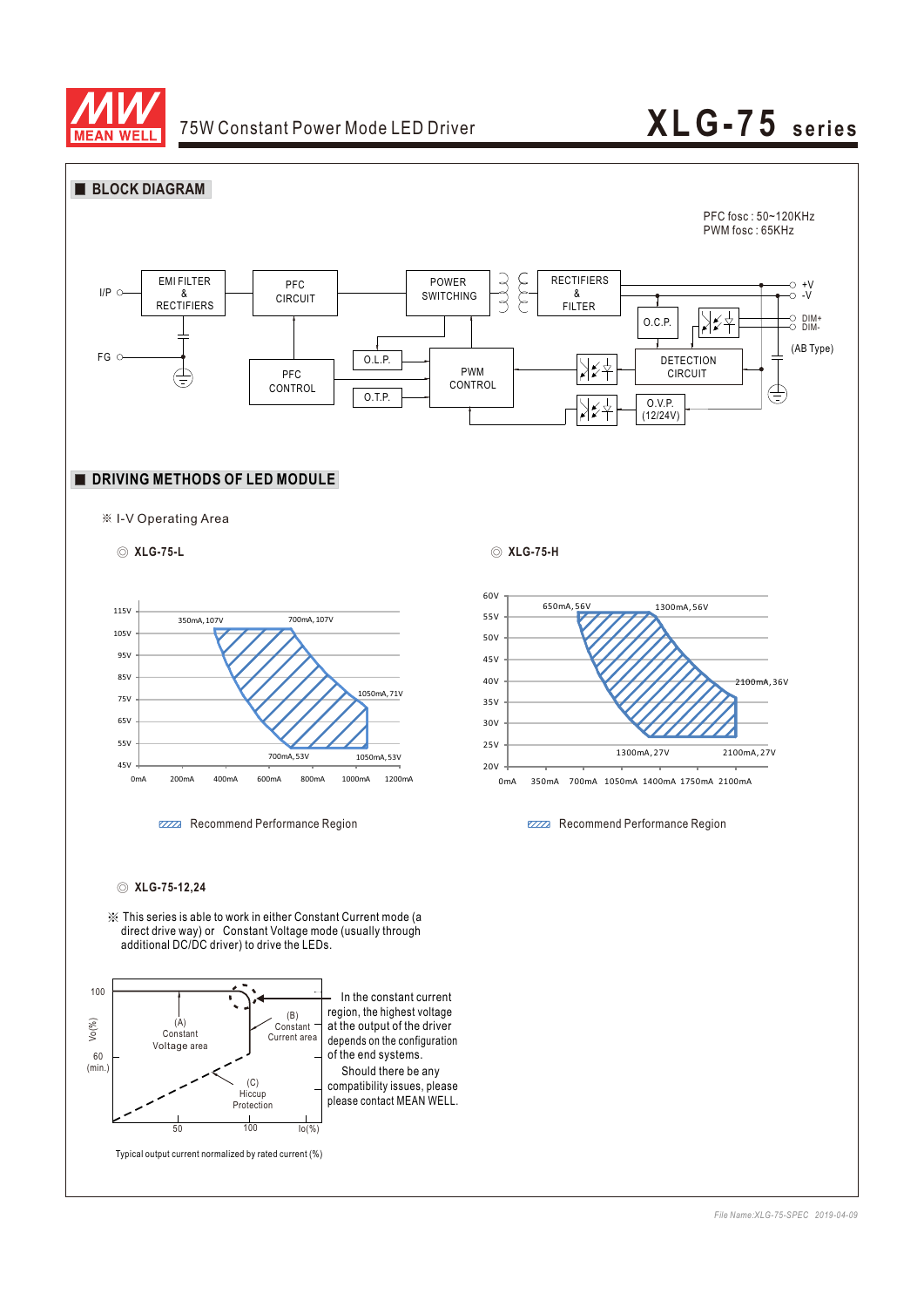## BLOCK DIAGRAM

PFC fosc : 50~120KHz
PWM fosc : 65KHz

I/P, FG, EMI FILTER & RECTIFIERS, PFC CIRCUIT, POWER SWITCHING, RECTIFIERS & FILTER, +V, -V, O.C.P., DIM+, DIM-, (AB Type), PFC CONTROL, O.L.P., O.T.P., PWM CONTROL, DETECTION CIRCUIT, O.V.P. (12/24V)

## DRIVING METHODS OF LED MODULE

※ I-V Operating Area

◎ **XLG-75-L**

350mA,107V; 700mA,107V; 1050mA,71V; 700mA,53V; 1050mA,53V

Recommend Performance Region

◎ **XLG-75-H**

650mA,56V; 1300mA,56V; 2100mA,36V; 1300mA,27V; 2100mA,27V

Recommend Performance Region

◎ **XLG-75-12,24**

※ This series is able to work in either Constant Current mode (a direct drive way) or Constant Voltage mode (usually through additional DC/DC driver) to drive the LEDs.

(A) Constant Voltage area; (B) Constant Current area; (C) Hiccup Protection

In the constant current region, the highest voltage at the output of the driver depends on the configuration of the end systems.
Should there be any compatibility issues, please please contact MEAN WELL.

Typical output current normalized by rated current (%)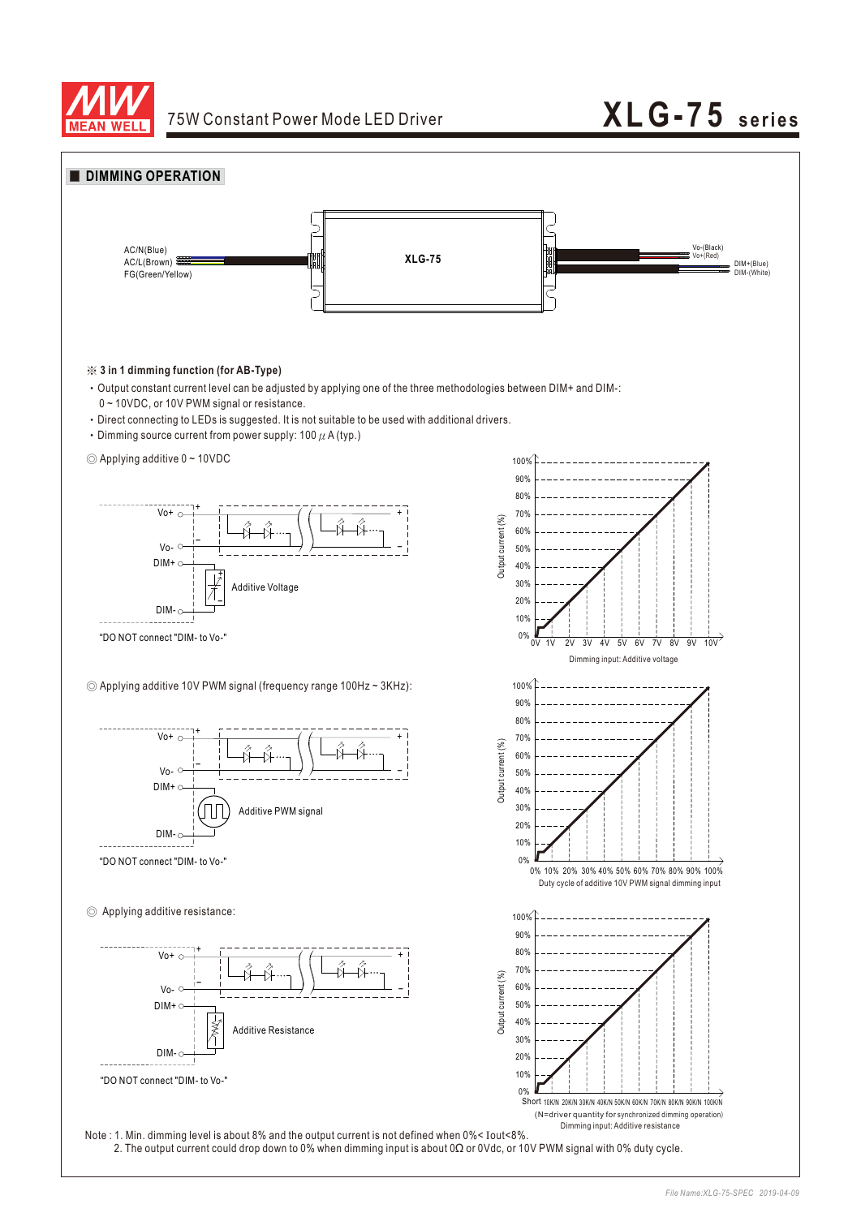## DIMMING OPERATION

AC/N(Blue)
AC/L(Brown)
FG(Green/Yellow)

XLG-75

Vo-(Black)
Vo+(Red)
DIM+(Blue)
DIM-(White)

※ **3 in 1 dimming function (for AB-Type)**

- Output constant current level can be adjusted by applying one of the three methodologies between DIM+ and DIM-: 0 ~ 10VDC, or 10V PWM signal or resistance.
- Direct connecting to LEDs is suggested. It is not suitable to be used with additional drivers.
- Dimming source current from power supply: 100 μA (typ.)

◎ Applying additive 0 ~ 10VDC

Vo+ / Vo- / DIM+ / DIM- — Additive Voltage

"DO NOT connect "DIM- to Vo-"

Output current (%): 0% – 100%

Dimming input: Additive voltage (0V, 1V, 2V, 3V, 4V, 5V, 6V, 7V, 8V, 9V, 10V)

◎ Applying additive 10V PWM signal (frequency range 100Hz ~ 3KHz):

Vo+ / Vo- / DIM+ / DIM- — Additive PWM signal

"DO NOT connect "DIM- to Vo-"

Output current (%): 0% – 100%

Duty cycle of additive 10V PWM signal dimming input (0%, 10%, 20%, 30%, 40%, 50%, 60%, 70%, 80%, 90%, 100%)

◎ Applying additive resistance:

Vo+ / Vo- / DIM+ / DIM- — Additive Resistance

"DO NOT connect "DIM- to Vo-"

Output current (%): 0% – 100%

Short, 10K/N, 20K/N, 30K/N, 40K/N, 50K/N, 60K/N, 70K/N, 80K/N, 90K/N, 100K/N

(N=driver quantity for synchronized dimming operation)

Dimming input: Additive resistance

Note : 1. Min. dimming level is about 8% and the output current is not defined when 0%< Iout<8%.
2. The output current could drop down to 0% when dimming input is about 0Ω or 0Vdc, or 10V PWM signal with 0% duty cycle.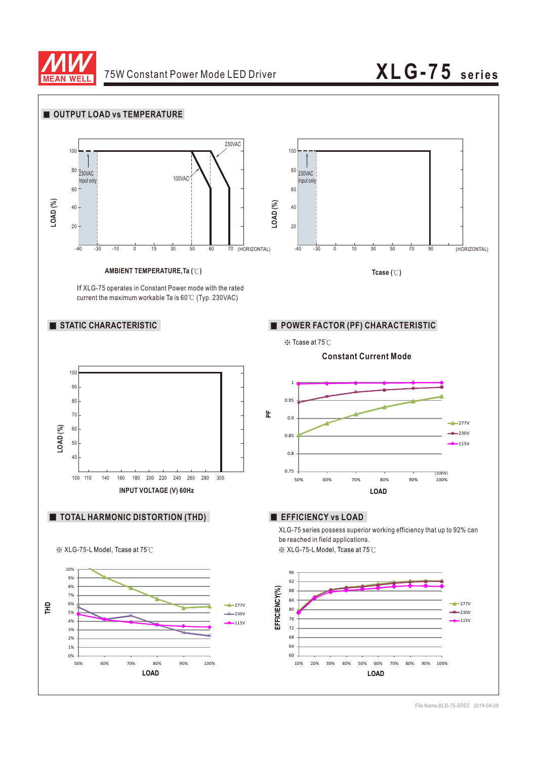75W Constant Power Mode LED Driver

# XLG-75 series

## OUTPUT LOAD vs TEMPERATURE

LOAD (%)

100, 80, 60, 40, 20

230VAC Input only

100VAC

230VAC

-40 -30 -10 0 15 30 50 60 70 (HORIZONTAL)

**AMBIENT TEMPERATURE,Ta (℃)**

LOAD (%)

100, 80, 60, 40, 20

230VAC Input only

-40 -30 0 10 30 50 70 90 (HORIZONTAL)

**Tcase (℃)**

If XLG-75 operates in Constant Power mode with the rated current the maximum workable Ta is 60℃ (Typ. 230VAC)

## STATIC CHARACTERISTIC

LOAD (%)

100, 90, 80, 70, 60, 50, 40

100 110 140 160 180 200 220 240 260 280 305

**INPUT VOLTAGE (V) 60Hz**

## POWER FACTOR (PF) CHARACTERISTIC

※ Tcase at 75℃

**Constant Current Mode**

PF

1, 0.95, 0.9, 0.85, 0.8, 0.75

50% 60% 70% 80% 90% 100% (308W)

277V, 230V, 115V

**LOAD**

## TOTAL HARMONIC DISTORTION (THD)

※ XLG-75-L Model, Tcase at 75℃

THD

10%, 9%, 8%, 7%, 6%, 5%, 4%, 3%, 2%, 1%, 0%

50% 60% 70% 80% 90% 100%

277V, 230V, 115V

**LOAD**

## EFFICIENCY vs LOAD

XLG-75 series possess superior working efficiency that up to 92% can be reached in field applications.

※ XLG-75-L Model, Tcase at 75℃

EFFICIENCY(%)

96, 92, 88, 84, 80, 76, 72, 68, 64, 60

10% 20% 30% 40% 50% 60% 70% 80% 90% 100%

277V, 230V, 115V

**LOAD**

*File Name:XLG-75-SPEC 2019-04-09*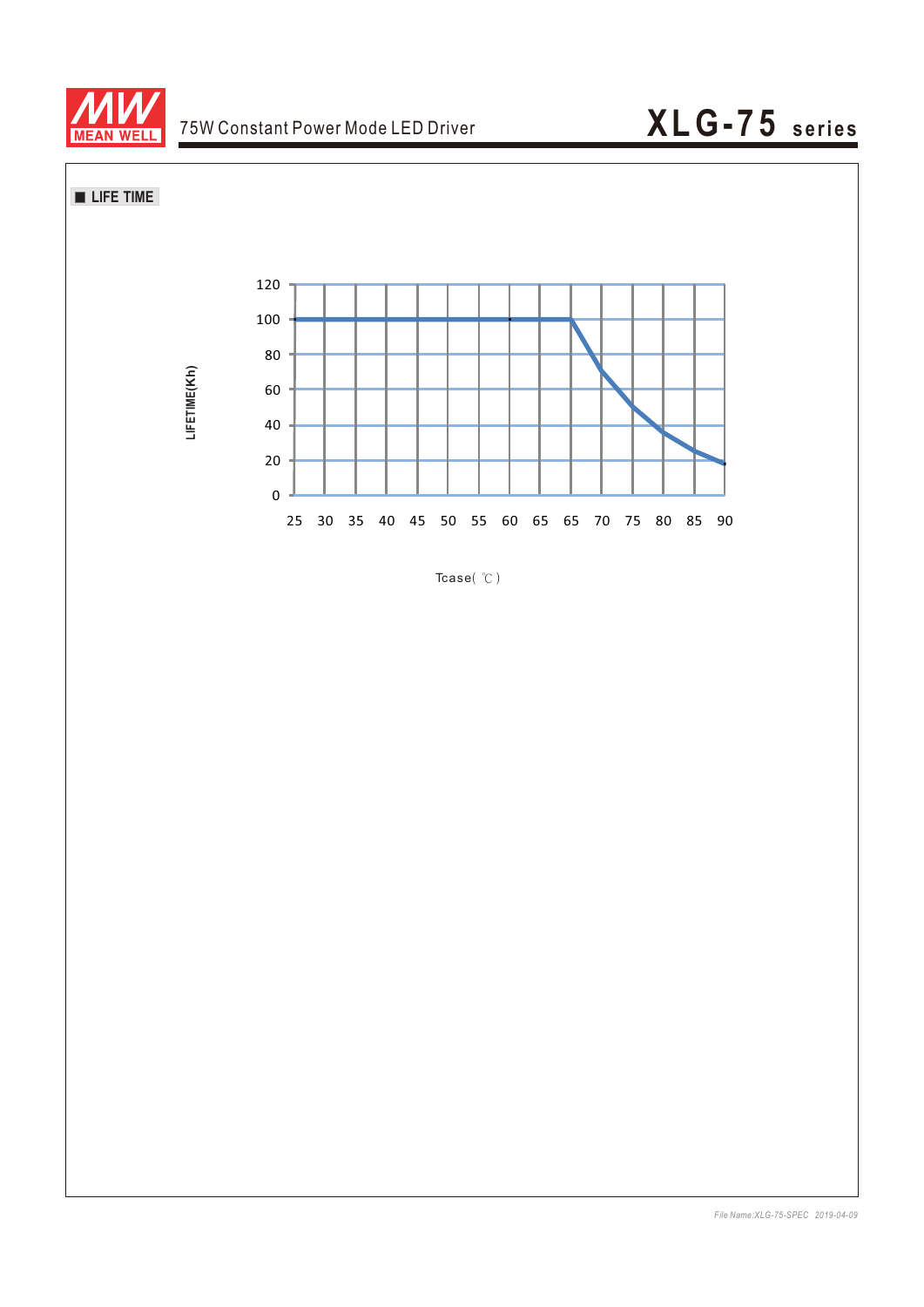■ LIFE TIME

LIFETIME(Kh)

120
100
80
60
40
20
0

25 30 35 40 45 50 55 60 65 65 70 75 80 85 90

Tcase( ℃ )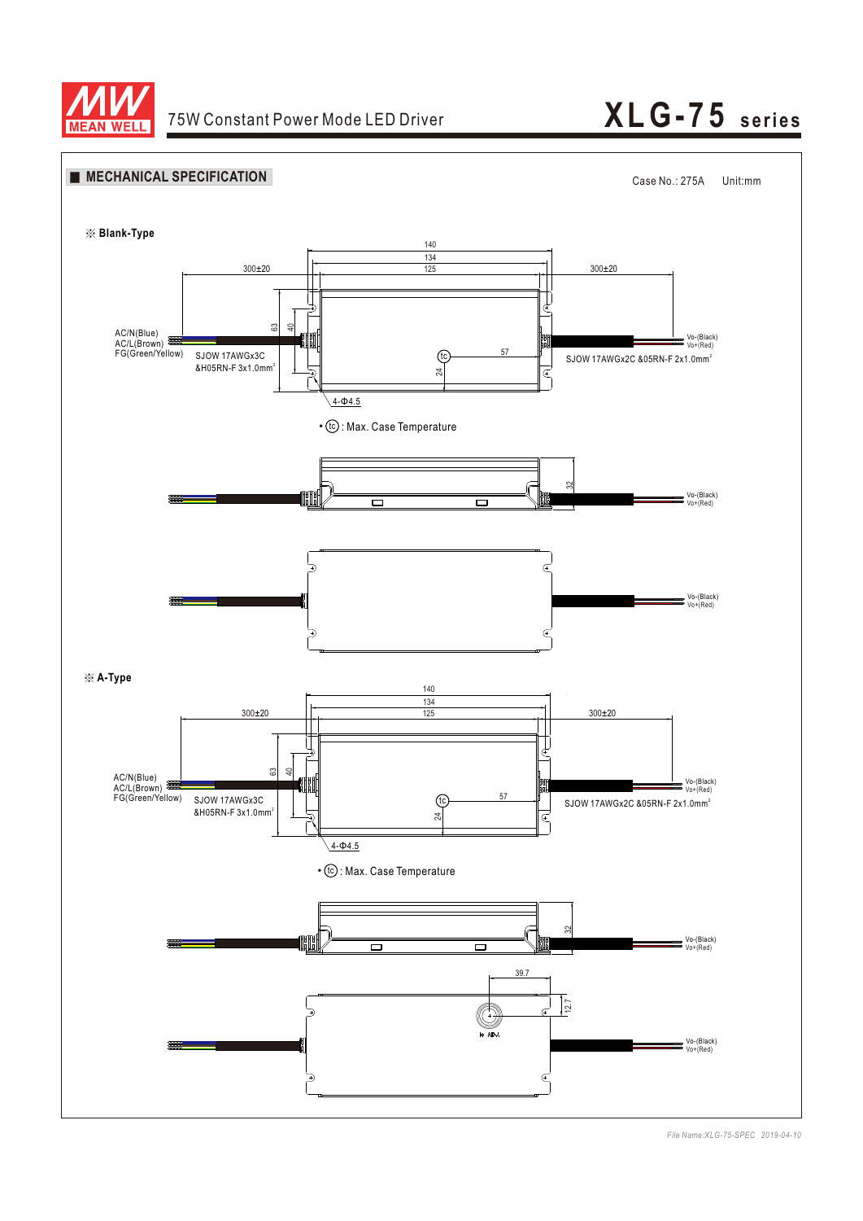## ■ MECHANICAL SPECIFICATION

Case No.: 275A Unit:mm

※ **Blank-Type**

140

134

125

300±20

300±20

63

40

AC/N(Blue)
AC/L(Brown)
FG(Green/Yellow)

SJOW 17AWGx3C
&H05RN-F 3x1.0mm²

tc

57

24

Vo-(Black)
Vo+(Red)

SJOW 17AWGx2C &05RN-F 2x1.0mm²

4-Φ4.5

• (tc) : Max. Case Temperature

32

Vo-(Black)
Vo+(Red)

Vo-(Black)
Vo+(Red)

※ **A-Type**

140

134

125

300±20

300±20

63

40

AC/N(Blue)
AC/L(Brown)
FG(Green/Yellow)

SJOW 17AWGx3C
&H05RN-F 3x1.0mm²

tc

57

24

Vo-(Black)
Vo+(Red)

SJOW 17AWGx2C &05RN-F 2x1.0mm²

4-Φ4.5

• (tc) : Max. Case Temperature

32

Vo-(Black)
Vo+(Red)

39.7

12.7

Io ADJ.

Vo-(Black)
Vo+(Red)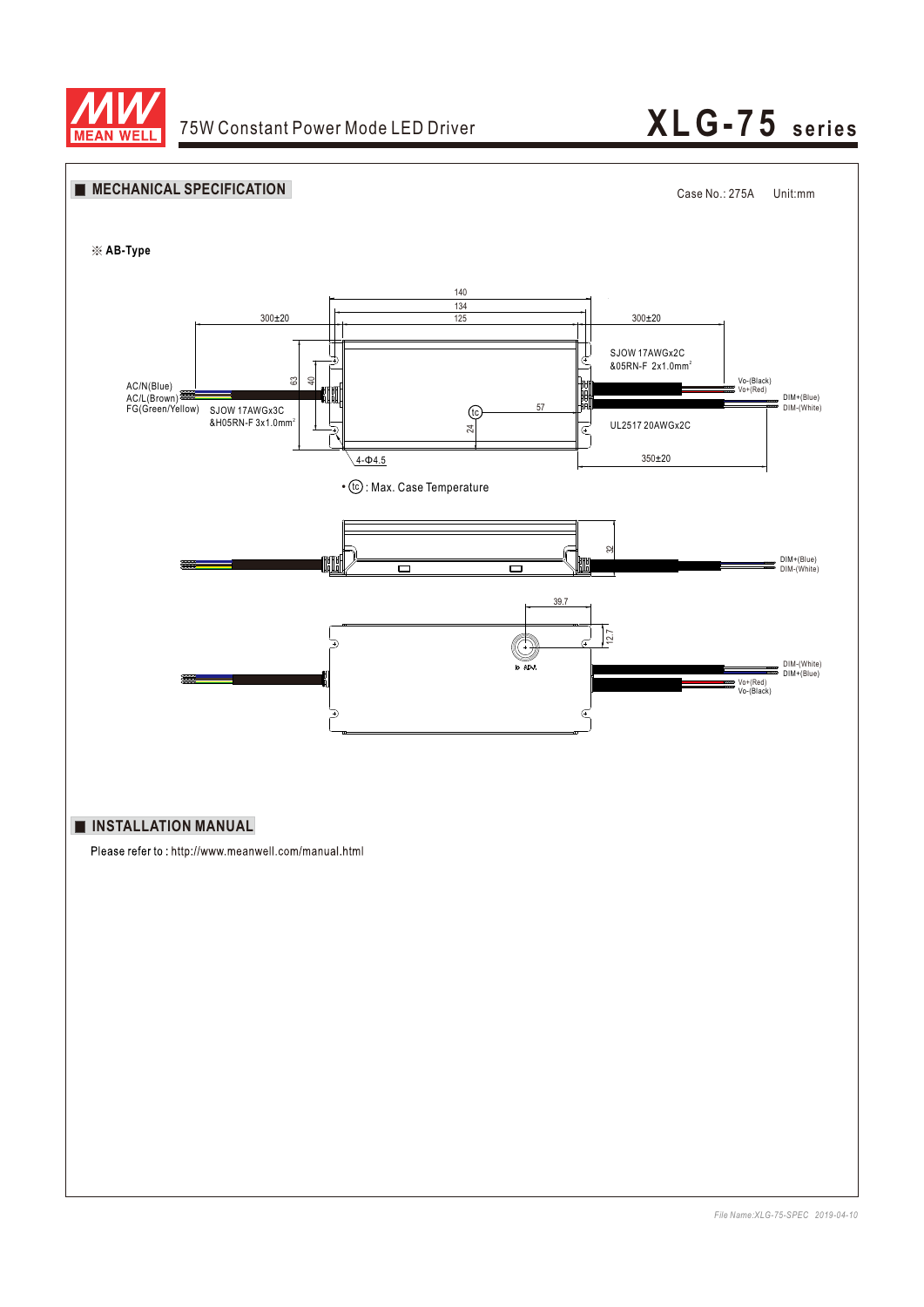## MECHANICAL SPECIFICATION

Case No.: 275A Unit:mm

※ AB-Type

140
134
125
300±20
300±20
63
40
AC/N(Blue)
AC/L(Brown)
FG(Green/Yellow)
SJOW 17AWGx3C
&H05RN-F 3x1.0mm²
SJOW 17AWGx2C
&05RN-F 2x1.0mm²
Vo-(Black)
Vo+(Red)
DIM+(Blue)
DIM-(White)
tc
57
24
UL2517 20AWGx2C
4-Φ4.5
350±20

• (tc) : Max. Case Temperature

32
DIM+(Blue)
DIM-(White)

39.7
12.7
DIM-(White)
DIM+(Blue)
Vo+(Red)
Vo-(Black)

## INSTALLATION MANUAL

Please refer to : http://www.meanwell.com/manual.html